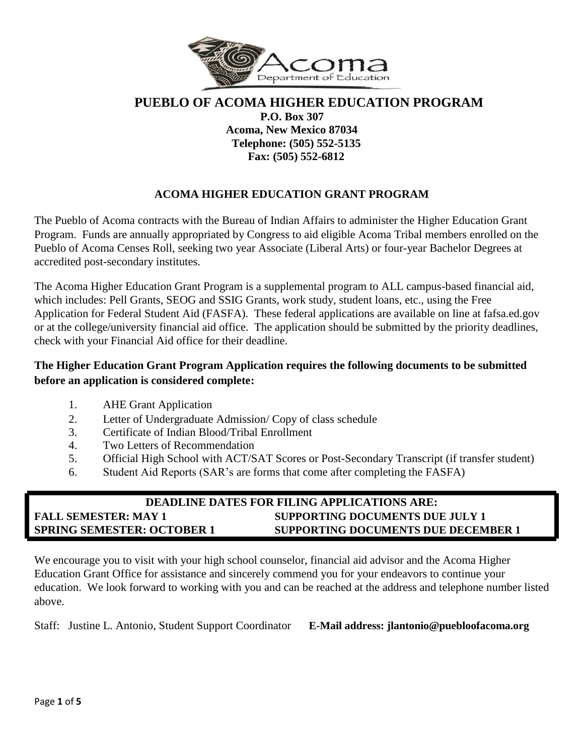# PUEBLO OF ACOMA HIGHER EDUCATION PROGRAM

**P.O. Box 307**
**Acoma, New Mexico 87034**
**Telephone: (505) 552-5135**
**Fax: (505) 552-6812**

## ACOMA HIGHER EDUCATION GRANT PROGRAM

The Pueblo of Acoma contracts with the Bureau of Indian Affairs to administer the Higher Education Grant Program. Funds are annually appropriated by Congress to aid eligible Acoma Tribal members enrolled on the Pueblo of Acoma Censes Roll, seeking two year Associate (Liberal Arts) or four-year Bachelor Degrees at accredited post-secondary institutes.

The Acoma Higher Education Grant Program is a supplemental program to ALL campus-based financial aid, which includes: Pell Grants, SEOG and SSIG Grants, work study, student loans, etc., using the Free Application for Federal Student Aid (FASFA). These federal applications are available on line at fafsa.ed.gov or at the college/university financial aid office. The application should be submitted by the priority deadlines, check with your Financial Aid office for their deadline.

**The Higher Education Grant Program Application requires the following documents to be submitted before an application is considered complete:**

1. AHE Grant Application
2. Letter of Undergraduate Admission/ Copy of class schedule
3. Certificate of Indian Blood/Tribal Enrollment
4. Two Letters of Recommendation
5. Official High School with ACT/SAT Scores or Post-Secondary Transcript (if transfer student)
6. Student Aid Reports (SAR's are forms that come after completing the FASFA)

| DEADLINE DATES FOR FILING APPLICATIONS ARE: | |
|---|---|
| **FALL SEMESTER: MAY 1** | **SUPPORTING DOCUMENTS DUE JULY 1** |
| **SPRING SEMESTER: OCTOBER 1** | **SUPPORTING DOCUMENTS DUE DECEMBER 1** |

We encourage you to visit with your high school counselor, financial aid advisor and the Acoma Higher Education Grant Office for assistance and sincerely commend you for your endeavors to continue your education. We look forward to working with you and can be reached at the address and telephone number listed above.

Staff: Justine L. Antonio, Student Support Coordinator **E-Mail address: jlantonio@puebloofacoma.org**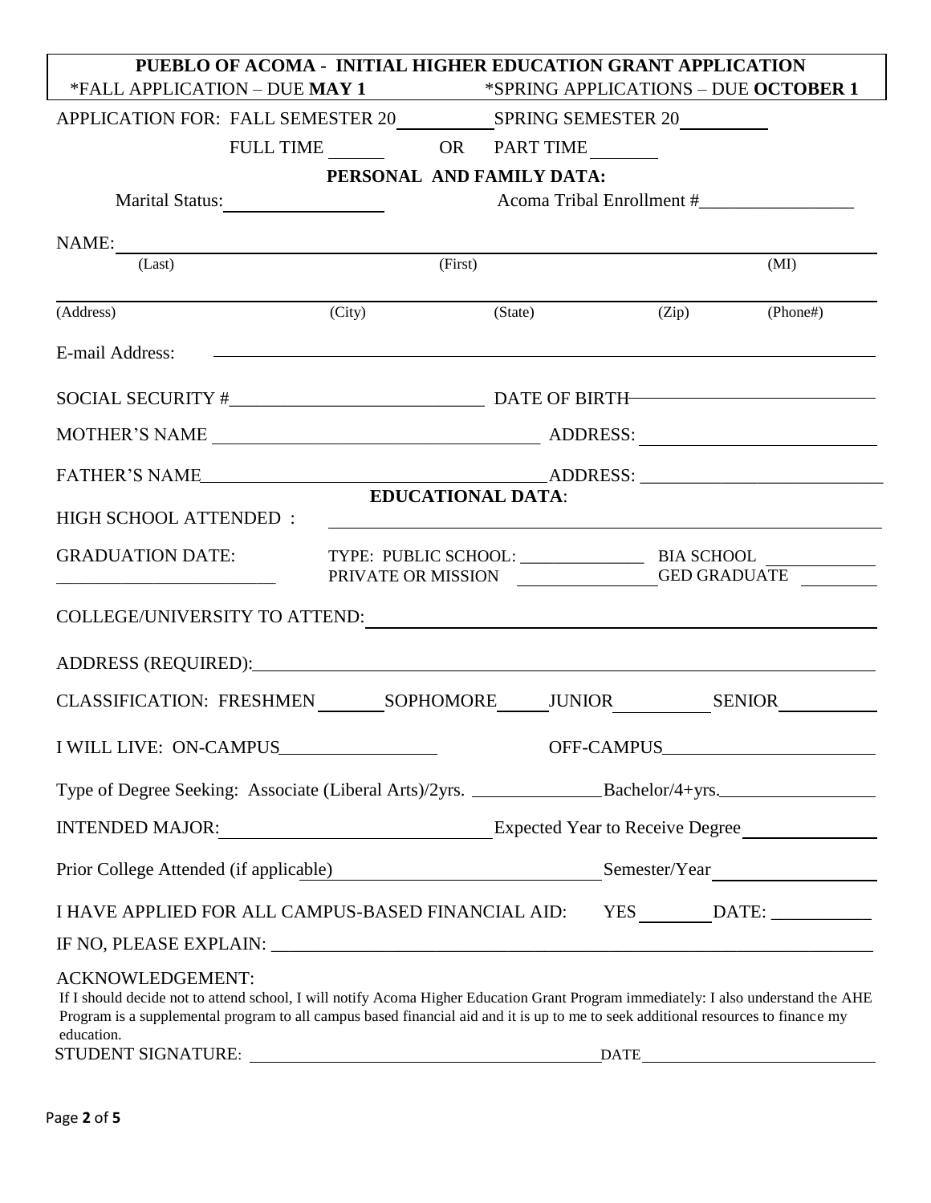# PUEBLO OF ACOMA - INITIAL HIGHER EDUCATION GRANT APPLICATION

*FALL APPLICATION – DUE **MAY 1** *SPRING APPLICATIONS – DUE **OCTOBER 1**

APPLICATION FOR: FALL SEMESTER 20\_\_\_\_\_\_\_\_\_\_ SPRING SEMESTER 20\_\_\_\_\_\_\_\_\_\_

FULL TIME \_\_\_\_\_\_ OR PART TIME \_\_\_\_\_\_\_

## PERSONAL AND FAMILY DATA:

Marital Status: \_\_\_\_\_\_\_\_\_\_\_\_\_\_\_\_ Acoma Tribal Enrollment #\_\_\_\_\_\_\_\_\_\_\_\_\_\_\_\_

NAME: \_\_\_\_\_\_\_\_\_\_\_\_\_\_\_\_\_\_\_\_\_\_\_\_\_\_\_\_\_\_\_\_\_\_\_\_\_\_\_\_\_\_\_\_\_\_\_\_\_\_\_\_\_\_\_\_\_\_\_\_
(Last) (First) (MI)

\_\_\_\_\_\_\_\_\_\_\_\_\_\_\_\_\_\_\_\_\_\_\_\_\_\_\_\_\_\_\_\_\_\_\_\_\_\_\_\_\_\_\_\_\_\_\_\_\_\_\_\_\_\_\_\_\_\_\_\_\_\_\_\_\_\_\_
(Address) (City) (State) (Zip) (Phone#)

E-mail Address: \_\_\_\_\_\_\_\_\_\_\_\_\_\_\_\_\_\_\_\_\_\_\_\_\_\_\_\_\_\_\_\_\_\_\_\_\_\_\_\_\_\_\_\_\_\_\_\_\_\_

SOCIAL SECURITY #\_\_\_\_\_\_\_\_\_\_\_\_\_\_\_\_\_\_\_\_\_\_\_\_\_\_\_ DATE OF BIRTH\_\_\_\_\_\_\_\_\_\_\_\_\_\_\_\_\_\_\_\_\_\_\_\_

MOTHER'S NAME \_\_\_\_\_\_\_\_\_\_\_\_\_\_\_\_\_\_\_\_\_\_\_\_\_\_\_\_\_\_\_\_\_\_\_\_ ADDRESS: \_\_\_\_\_\_\_\_\_\_\_\_\_\_\_\_\_\_\_\_\_\_\_\_\_

FATHER'S NAME\_\_\_\_\_\_\_\_\_\_\_\_\_\_\_\_\_\_\_\_\_\_\_\_\_\_\_\_\_\_\_\_\_\_\_\_ ADDRESS: \_\_\_\_\_\_\_\_\_\_\_\_\_\_\_\_\_\_\_\_\_\_\_\_\_

## EDUCATIONAL DATA:

HIGH SCHOOL ATTENDED : \_\_\_\_\_\_\_\_\_\_\_\_\_\_\_\_\_\_\_\_\_\_\_\_\_\_\_\_\_\_\_\_\_\_\_\_\_\_\_\_\_\_\_\_\_\_\_\_\_\_\_\_

GRADUATION DATE: \_\_\_\_\_\_\_\_\_\_\_\_\_\_\_\_\_\_\_\_\_\_\_\_
TYPE: PUBLIC SCHOOL: \_\_\_\_\_\_\_\_\_\_\_\_\_\_ BIA SCHOOL \_\_\_\_\_\_\_\_\_\_\_\_
PRIVATE OR MISSION \_\_\_\_\_\_\_\_\_\_\_\_\_\_\_\_ GED GRADUATE \_\_\_\_\_\_\_\_

COLLEGE/UNIVERSITY TO ATTEND: \_\_\_\_\_\_\_\_\_\_\_\_\_\_\_\_\_\_\_\_\_\_\_\_\_\_\_\_\_\_\_\_\_\_\_\_\_\_\_\_\_\_\_\_\_\_\_

ADDRESS (REQUIRED): \_\_\_\_\_\_\_\_\_\_\_\_\_\_\_\_\_\_\_\_\_\_\_\_\_\_\_\_\_\_\_\_\_\_\_\_\_\_\_\_\_\_\_\_\_\_\_\_\_\_\_\_\_

CLASSIFICATION: FRESHMEN \_\_\_\_\_\_\_ SOPHOMORE \_\_\_\_\_ JUNIOR \_\_\_\_\_\_\_\_\_\_ SENIOR \_\_\_\_\_\_\_\_\_\_

I WILL LIVE: ON-CAMPUS\_\_\_\_\_\_\_\_\_\_\_\_\_\_\_\_\_ OFF-CAMPUS\_\_\_\_\_\_\_\_\_\_\_\_\_\_\_\_\_\_\_\_\_\_

Type of Degree Seeking: Associate (Liberal Arts)/2yrs. \_\_\_\_\_\_\_\_\_\_\_\_\_\_ Bachelor/4+yrs.\_\_\_\_\_\_\_\_\_\_\_\_\_\_\_\_\_

INTENDED MAJOR: \_\_\_\_\_\_\_\_\_\_\_\_\_\_\_\_\_\_\_\_\_\_\_\_\_\_\_\_\_\_ Expected Year to Receive Degree \_\_\_\_\_\_\_\_\_\_\_\_\_\_\_

Prior College Attended (if applicable) \_\_\_\_\_\_\_\_\_\_\_\_\_\_\_\_\_\_\_\_\_\_\_\_\_\_\_\_ Semester/Year \_\_\_\_\_\_\_\_\_\_\_\_\_\_\_\_\_\_

I HAVE APPLIED FOR ALL CAMPUS-BASED FINANCIAL AID: YES \_\_\_\_\_\_\_\_ DATE: \_\_\_\_\_\_\_\_\_\_\_

IF NO, PLEASE EXPLAIN: \_\_\_\_\_\_\_\_\_\_\_\_\_\_\_\_\_\_\_\_\_\_\_\_\_\_\_\_\_\_\_\_\_\_\_\_\_\_\_\_\_\_\_\_\_\_\_\_\_\_\_\_\_\_\_\_\_\_\_\_\_\_\_\_\_

ACKNOWLEDGEMENT:
If I should decide not to attend school, I will notify Acoma Higher Education Grant Program immediately: I also understand the AHE Program is a supplemental program to all campus based financial aid and it is up to me to seek additional resources to finance my education.

STUDENT SIGNATURE: \_\_\_\_\_\_\_\_\_\_\_\_\_\_\_\_\_\_\_\_\_\_\_\_\_\_\_\_\_\_\_\_\_\_\_\_\_\_\_\_ DATE \_\_\_\_\_\_\_\_\_\_\_\_\_\_\_\_\_\_\_\_\_\_\_\_\_\_\_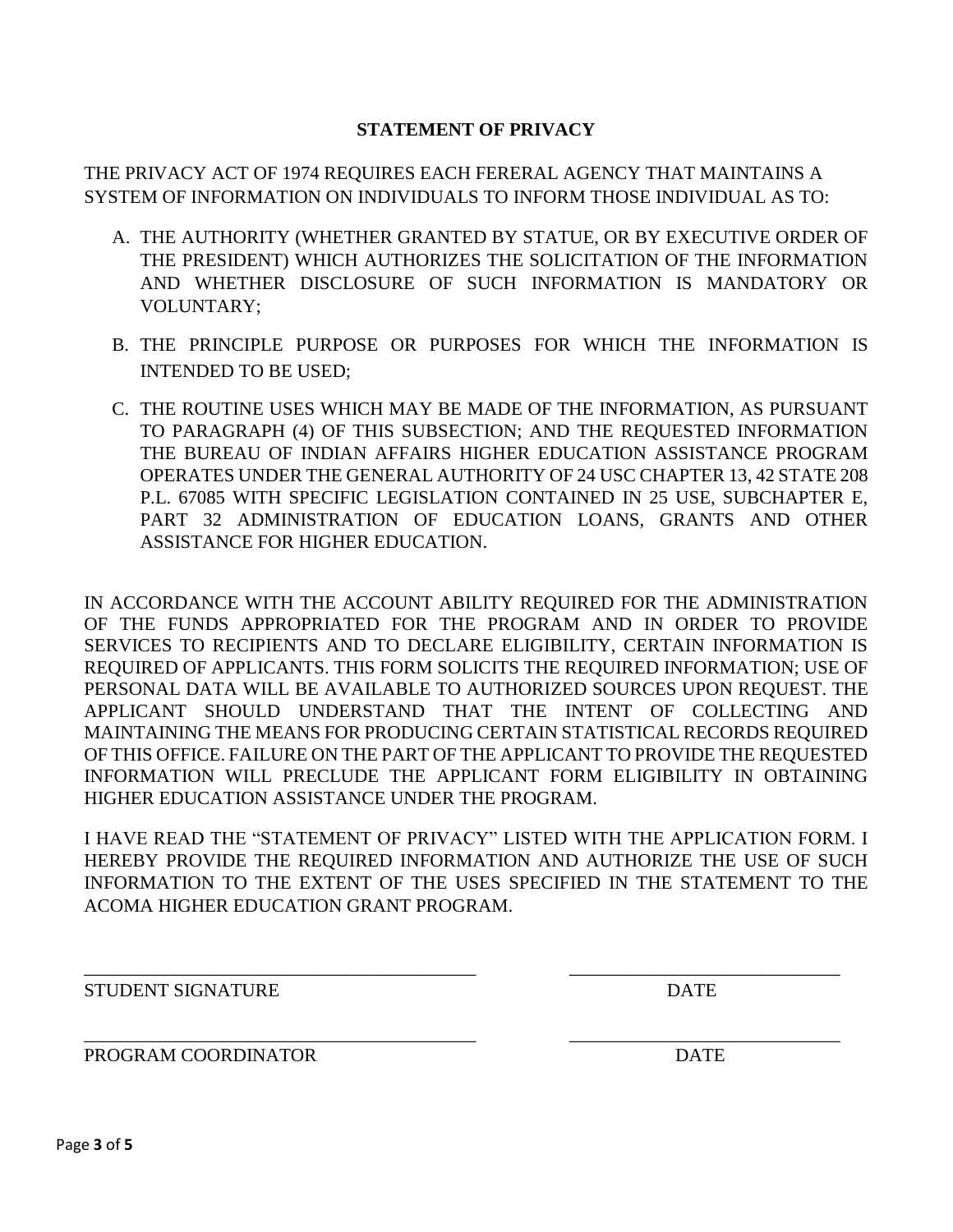## STATEMENT OF PRIVACY

THE PRIVACY ACT OF 1974 REQUIRES EACH FERERAL AGENCY THAT MAINTAINS A SYSTEM OF INFORMATION ON INDIVIDUALS TO INFORM THOSE INDIVIDUAL AS TO:

A. THE AUTHORITY (WHETHER GRANTED BY STATUE, OR BY EXECUTIVE ORDER OF THE PRESIDENT) WHICH AUTHORIZES THE SOLICITATION OF THE INFORMATION AND WHETHER DISCLOSURE OF SUCH INFORMATION IS MANDATORY OR VOLUNTARY;

B. THE PRINCIPLE PURPOSE OR PURPOSES FOR WHICH THE INFORMATION IS INTENDED TO BE USED;

C. THE ROUTINE USES WHICH MAY BE MADE OF THE INFORMATION, AS PURSUANT TO PARAGRAPH (4) OF THIS SUBSECTION; AND THE REQUESTED INFORMATION THE BUREAU OF INDIAN AFFAIRS HIGHER EDUCATION ASSISTANCE PROGRAM OPERATES UNDER THE GENERAL AUTHORITY OF 24 USC CHAPTER 13, 42 STATE 208 P.L. 67085 WITH SPECIFIC LEGISLATION CONTAINED IN 25 USE, SUBCHAPTER E, PART 32 ADMINISTRATION OF EDUCATION LOANS, GRANTS AND OTHER ASSISTANCE FOR HIGHER EDUCATION.

IN ACCORDANCE WITH THE ACCOUNT ABILITY REQUIRED FOR THE ADMINISTRATION OF THE FUNDS APPROPRIATED FOR THE PROGRAM AND IN ORDER TO PROVIDE SERVICES TO RECIPIENTS AND TO DECLARE ELIGIBILITY, CERTAIN INFORMATION IS REQUIRED OF APPLICANTS. THIS FORM SOLICITS THE REQUIRED INFORMATION; USE OF PERSONAL DATA WILL BE AVAILABLE TO AUTHORIZED SOURCES UPON REQUEST. THE APPLICANT SHOULD UNDERSTAND THAT THE INTENT OF COLLECTING AND MAINTAINING THE MEANS FOR PRODUCING CERTAIN STATISTICAL RECORDS REQUIRED OF THIS OFFICE. FAILURE ON THE PART OF THE APPLICANT TO PROVIDE THE REQUESTED INFORMATION WILL PRECLUDE THE APPLICANT FORM ELIGIBILITY IN OBTAINING HIGHER EDUCATION ASSISTANCE UNDER THE PROGRAM.

I HAVE READ THE "STATEMENT OF PRIVACY" LISTED WITH THE APPLICATION FORM. I HEREBY PROVIDE THE REQUIRED INFORMATION AND AUTHORIZE THE USE OF SUCH INFORMATION TO THE EXTENT OF THE USES SPECIFIED IN THE STATEMENT TO THE ACOMA HIGHER EDUCATION GRANT PROGRAM.

\_\_\_\_\_\_\_\_\_\_\_\_\_\_\_\_\_\_\_\_\_\_\_\_\_\_\_\_\_\_\_\_\_\_\_\_\_\_\_\_ \_\_\_\_\_\_\_\_\_\_\_\_\_\_\_\_\_\_\_\_\_\_\_\_\_\_\_\_

STUDENT SIGNATURE DATE

\_\_\_\_\_\_\_\_\_\_\_\_\_\_\_\_\_\_\_\_\_\_\_\_\_\_\_\_\_\_\_\_\_\_\_\_\_\_\_\_ \_\_\_\_\_\_\_\_\_\_\_\_\_\_\_\_\_\_\_\_\_\_\_\_\_\_\_\_

PROGRAM COORDINATOR DATE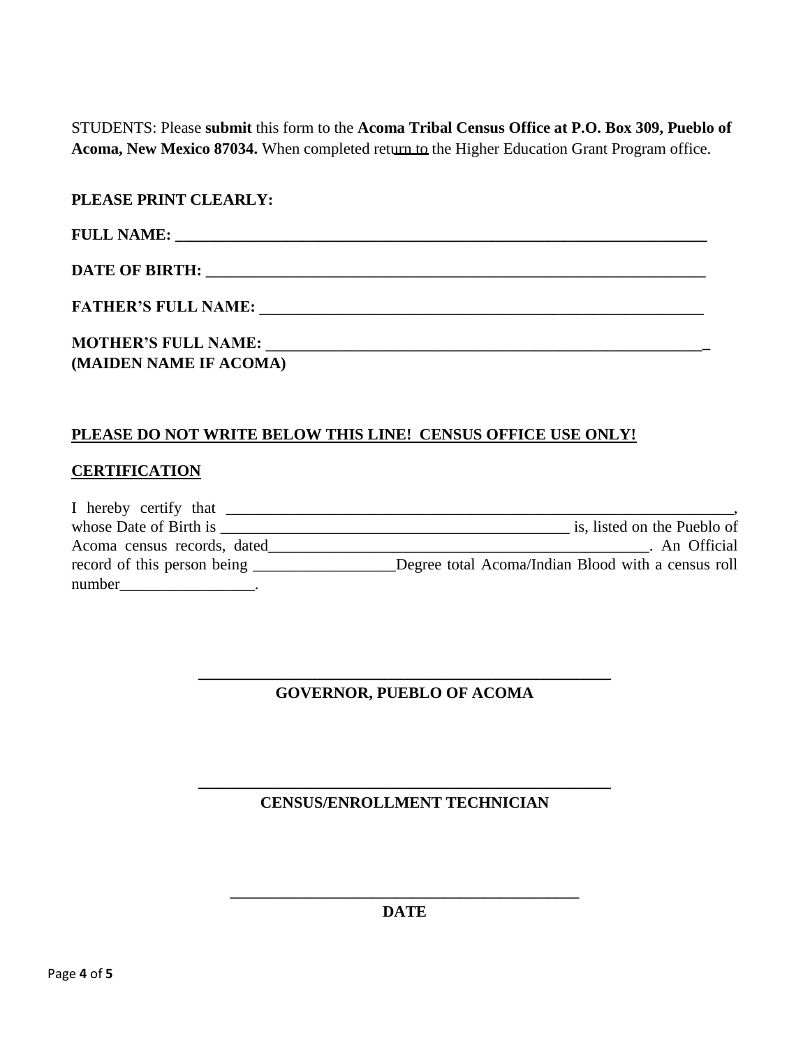STUDENTS: Please **submit** this form to the **Acoma Tribal Census Office at P.O. Box 309, Pueblo of Acoma, New Mexico 87034.** When completed return to the Higher Education Grant Program office.

**PLEASE PRINT CLEARLY:**

**FULL NAME: ______________________________________________________________________**

**DATE OF BIRTH: _________________________________________________________________**

**FATHER'S FULL NAME: _________________________________________________________**

**MOTHER'S FULL NAME: _________________________________________________________**
**(MAIDEN NAME IF ACOMA)**

**PLEASE DO NOT WRITE BELOW THIS LINE! CENSUS OFFICE USE ONLY!**

**CERTIFICATION**

I hereby certify that ____________________________________________________________________, whose Date of Birth is ______________________________________________ is, listed on the Pueblo of Acoma census records, dated__________________________________________________. An Official record of this person being __________________Degree total Acoma/Indian Blood with a census roll number_________________.

______________________________________________________
**GOVERNOR, PUEBLO OF ACOMA**

______________________________________________________
**CENSUS/ENROLLMENT TECHNICIAN**

______________________________________________
**DATE**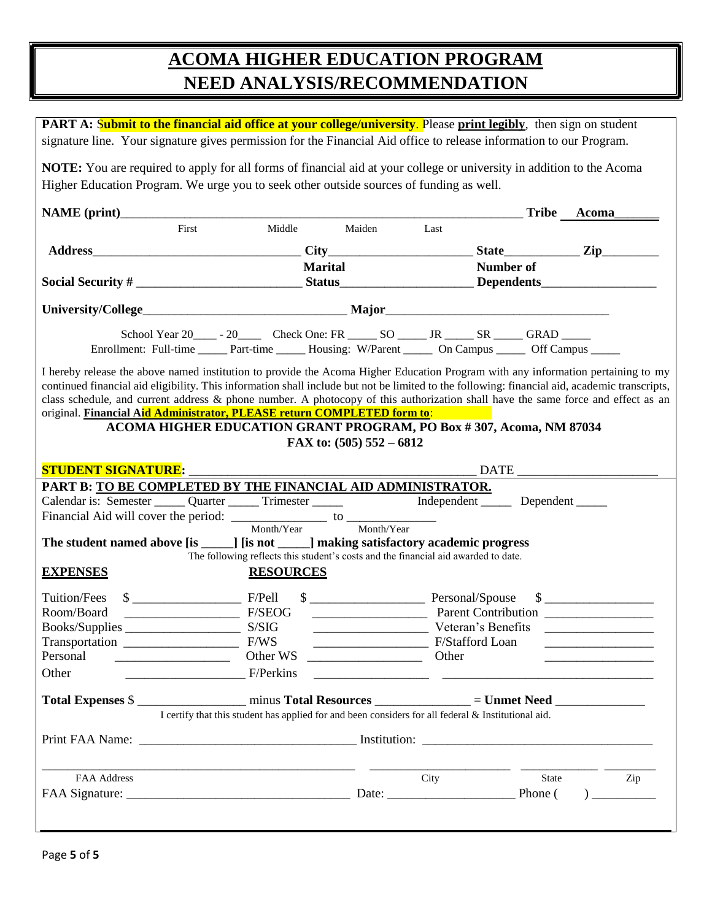# ACOMA HIGHER EDUCATION PROGRAM
## NEED ANALYSIS/RECOMMENDATION

**PART A: Submit to the financial aid office at your college/university**. Please **print legibly**, then sign on student signature line. Your signature gives permission for the Financial Aid office to release information to our Program.

**NOTE:** You are required to apply for all forms of financial aid at your college or university in addition to the Acoma Higher Education Program. We urge you to seek other outside sources of funding as well.

**NAME (print)**_______________________________________________ **Tribe** Acoma_______
First Middle Maiden Last

**Address**_______________________ **City**_________________ **State**__________ **Zip**________

**Social Security #** _____________________ **Marital Status**_________________ **Number of Dependents**______________

**University/College**__________________________ **Major**____________________________

School Year 20____ - 20____ Check One: FR _____ SO _____ JR _____ SR _____ GRAD _____

Enrollment: Full-time _____ Part-time _____ Housing: W/Parent _____ On Campus _____ Off Campus _____

I hereby release the above named institution to provide the Acoma Higher Education Program with any information pertaining to my continued financial aid eligibility. This information shall include but not be limited to the following: financial aid, academic transcripts, class schedule, and current address & phone number. A photocopy of this authorization shall have the same force and effect as an original. **Financial Aid Administrator, PLEASE return COMPLETED form to**:

**ACOMA HIGHER EDUCATION GRANT PROGRAM, PO Box # 307, Acoma, NM 87034**

**FAX to: (505) 552 – 6812**

**STUDENT SIGNATURE:** ____________________________________ DATE ____________________

**PART B: TO BE COMPLETED BY THE FINANCIAL AID ADMINISTRATOR.**

Calendar is: Semester _____ Quarter _____ Trimester _____ Independent _____ Dependent _____

Financial Aid will cover the period: _______________ to _______________
Month/Year Month/Year

**The student named above [is _____] [is not _____] making satisfactory academic progress**

The following reflects this student's costs and the financial aid awarded to date.

| **EXPENSES** | | **RESOURCES** | | | |
|---|---|---|---|---|---|
| Tuition/Fees | $ ______________ | F/Pell | $ ______________ | Personal/Spouse | $ ______________ |
| Room/Board | ______________ | F/SEOG | ______________ | Parent Contribution | ______________ |
| Books/Supplies | ______________ | S/SIG | ______________ | Veteran's Benefits | ______________ |
| Transportation | ______________ | F/WS | ______________ | F/Stafford Loan | ______________ |
| Personal | ______________ | Other WS | ______________ | Other | ______________ |
| Other | ______________ | F/Perkins | ______________ | ______________ | ______________ |

**Total Expenses** $ ______________ minus **Total Resources** ______________ = **Unmet Need** ______________

I certify that this student has applied for and been considers for all federal & Institutional aid.

Print FAA Name: ______________________________ Institution: ______________________________

______________________________ ______________ ______________ __________
FAA Address City State Zip

FAA Signature: ______________________________ Date: ________________ Phone ( ) __________